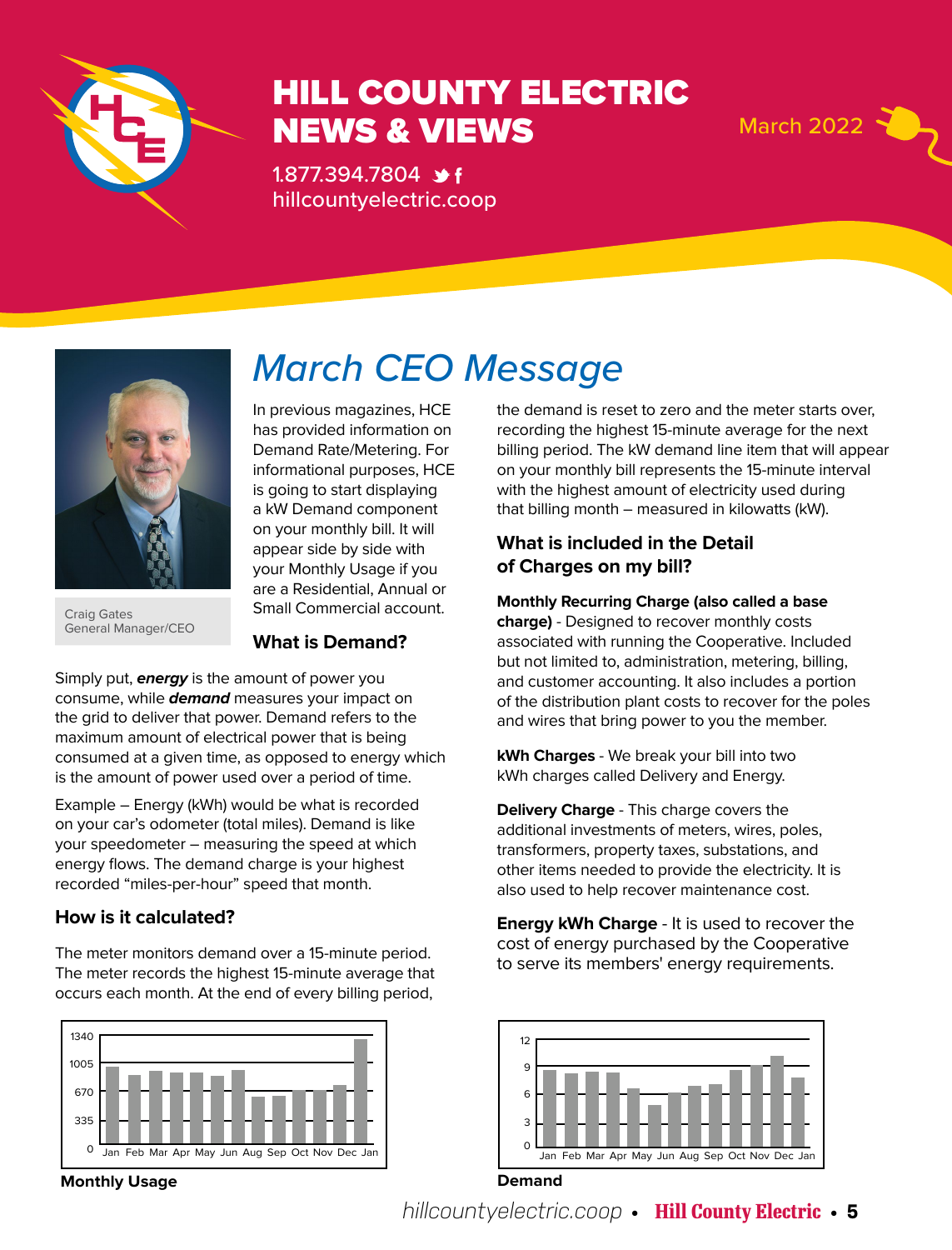# HILL COUNTY ELECTRIC NEWS & VIEWS

1.877.394.7804
hillcountyelectric.coop

March 2022

## March CEO Message

Craig Gates
General Manager/CEO

In previous magazines, HCE has provided information on Demand Rate/Metering. For informational purposes, HCE is going to start displaying a kW Demand component on your monthly bill. It will appear side by side with your Monthly Usage if you are a Residential, Annual or Small Commercial account.

### What is Demand?

Simply put, ***energy*** is the amount of power you consume, while ***demand*** measures your impact on the grid to deliver that power. Demand refers to the maximum amount of electrical power that is being consumed at a given time, as opposed to energy which is the amount of power used over a period of time.

Example – Energy (kWh) would be what is recorded on your car's odometer (total miles). Demand is like your speedometer – measuring the speed at which energy flows. The demand charge is your highest recorded "miles-per-hour" speed that month.

### How is it calculated?

The meter monitors demand over a 15-minute period. The meter records the highest 15-minute average that occurs each month. At the end of every billing period, the demand is reset to zero and the meter starts over, recording the highest 15-minute average for the next billing period. The kW demand line item that will appear on your monthly bill represents the 15-minute interval with the highest amount of electricity used during that billing month – measured in kilowatts (kW).

### What is included in the Detail of Charges on my bill?

**Monthly Recurring Charge (also called a base charge)** - Designed to recover monthly costs associated with running the Cooperative. Included but not limited to, administration, metering, billing, and customer accounting. It also includes a portion of the distribution plant costs to recover for the poles and wires that bring power to you the member.

**kWh Charges** - We break your bill into two kWh charges called Delivery and Energy.

**Delivery Charge** - This charge covers the additional investments of meters, wires, poles, transformers, property taxes, substations, and other items needed to provide the electricity. It is also used to help recover maintenance cost.

**Energy kWh Charge** - It is used to recover the cost of energy purchased by the Cooperative to serve its members' energy requirements.

1340
1005
670
335
0
Jan Feb Mar Apr May Jun Aug Sep Oct Nov Dec Jan

**Monthly Usage**

12
9
6
3
0
Jan Feb Mar Apr May Jun Aug Sep Oct Nov Dec Jan

**Demand**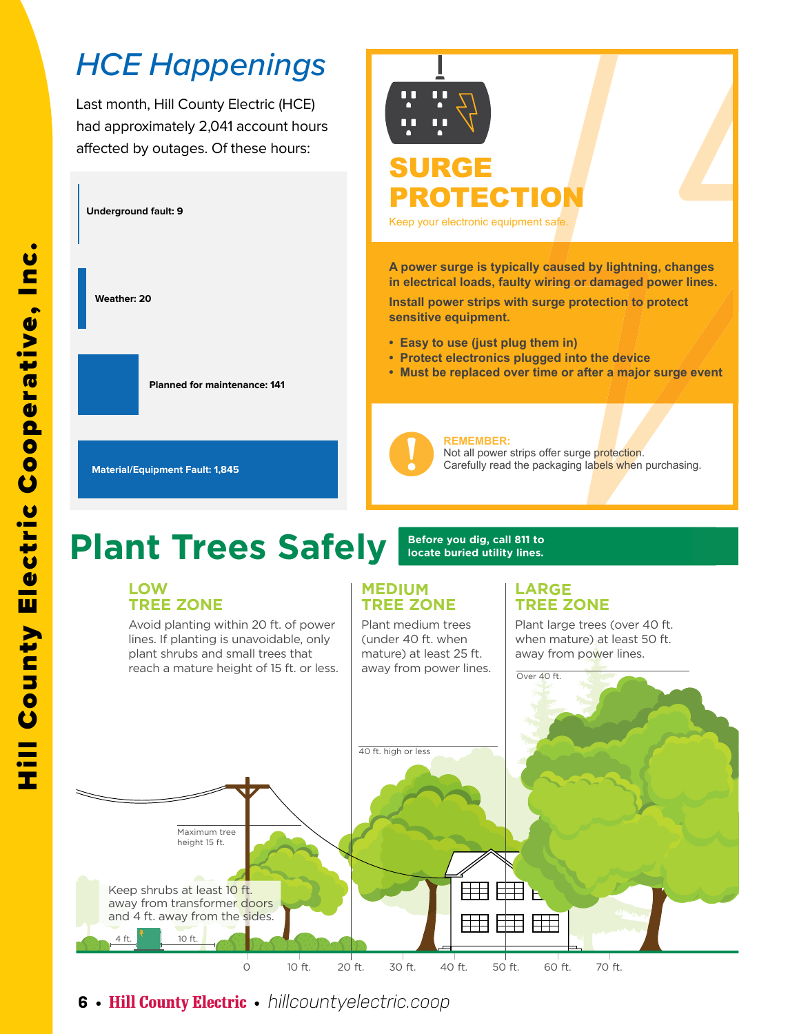# HCE Happenings

Last month, Hill County Electric (HCE) had approximately 2,041 account hours affected by outages. Of these hours:

Underground fault: 9

Weather: 20

Planned for maintenance: 141

Material/Equipment Fault: 1,845

# SURGE PROTECTION

Keep your electronic equipment safe.

**A power surge is typically caused by lightning, changes in electrical loads, faulty wiring or damaged power lines.**

**Install power strips with surge protection to protect sensitive equipment.**

- **Easy to use (just plug them in)**
- **Protect electronics plugged into the device**
- **Must be replaced over time or after a major surge event**

**REMEMBER:**
Not all power strips offer surge protection. Carefully read the packaging labels when purchasing.

# Plant Trees Safely

**Before you dig, call 811 to locate buried utility lines.**

## LOW TREE ZONE

Avoid planting within 20 ft. of power lines. If planting is unavoidable, only plant shrubs and small trees that reach a mature height of 15 ft. or less.

## MEDIUM TREE ZONE

Plant medium trees (under 40 ft. when mature) at least 25 ft. away from power lines.

## LARGE TREE ZONE

Plant large trees (over 40 ft. when mature) at least 50 ft. away from power lines.

Over 40 ft.

40 ft. high or less

Maximum tree height 15 ft.

Keep shrubs at least 10 ft. away from transformer doors and 4 ft. away from the sides.

4 ft.

10 ft.

0 10 ft. 20 ft. 30 ft. 40 ft. 50 ft. 60 ft. 70 ft.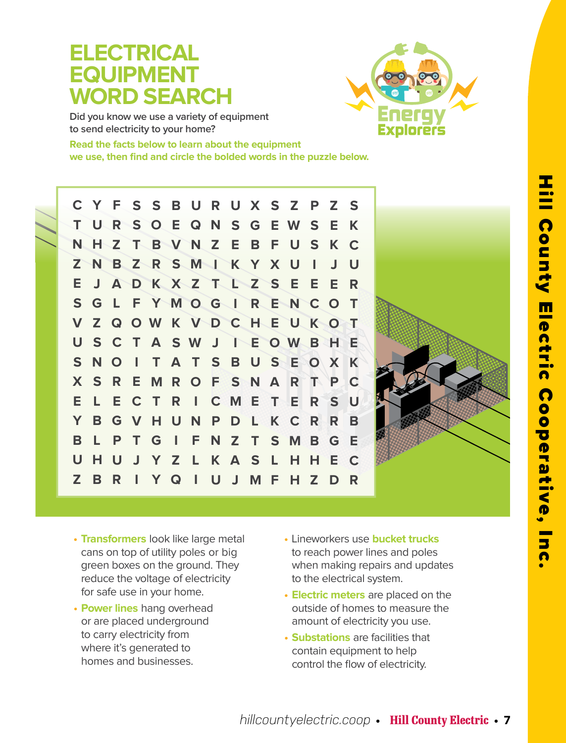# ELECTRICAL EQUIPMENT WORD SEARCH

Did you know we use a variety of equipment to send electricity to your home?

**Read the facts below to learn about the equipment we use, then find and circle the bolded words in the puzzle below.**

```
C Y F S S B U R U X S Z P Z S
T U R S O E Q N S G E W S E K
N H Z T B V N Z E B F U S K C
Z N B Z R S M I K Y X U I J U
E J A D K X Z T L Z S E E E R
S G L F Y M O G I R E N C O T
V Z Q O W K V D C H E U K O T
U S C T A S W J I E O W B H E
S N O I T A T S B U S E O X K
X S R E M R O F S N A R T P C
E L E C T R I C M E T E R S U
Y B G V H U N P D L K C R R B
B L P T G I F N Z T S M B G E
U H U J Y Z L K A S L H H E C
Z B R I Y Q I U J M F H Z D R
```

- **Transformers** look like large metal cans on top of utility poles or big green boxes on the ground. They reduce the voltage of electricity for safe use in your home.
- **Power lines** hang overhead or are placed underground to carry electricity from where it's generated to homes and businesses.
- Lineworkers use **bucket trucks** to reach power lines and poles when making repairs and updates to the electrical system.
- **Electric meters** are placed on the outside of homes to measure the amount of electricity you use.
- **Substations** are facilities that contain equipment to help control the flow of electricity.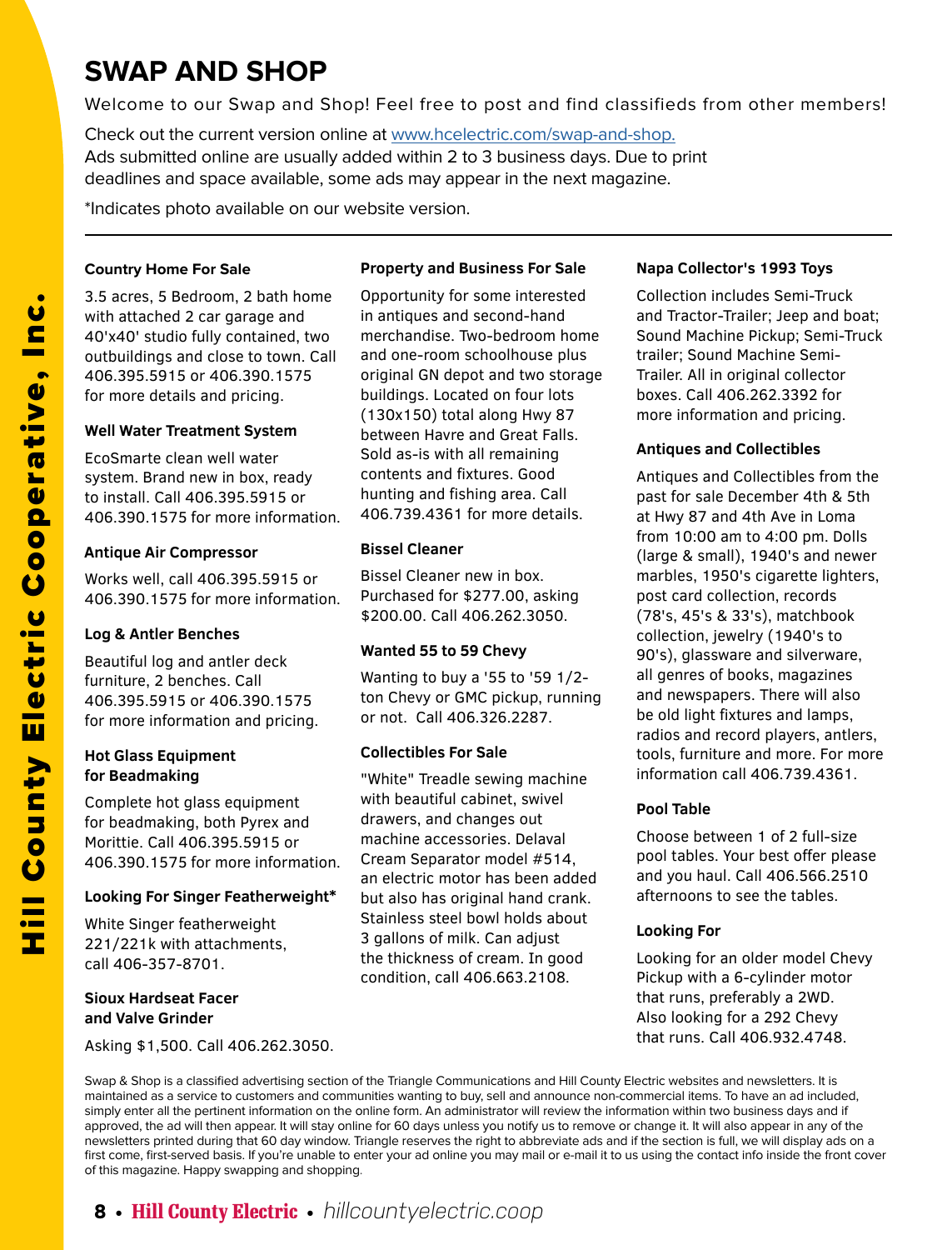# SWAP AND SHOP

Welcome to our Swap and Shop! Feel free to post and find classifieds from other members!

Check out the current version online at www.hcelectric.com/swap-and-shop.
Ads submitted online are usually added within 2 to 3 business days. Due to print deadlines and space available, some ads may appear in the next magazine.

*Indicates photo available on our website version.

---

**Country Home For Sale**

3.5 acres, 5 Bedroom, 2 bath home with attached 2 car garage and 40'x40' studio fully contained, two outbuildings and close to town. Call 406.395.5915 or 406.390.1575 for more details and pricing.

**Well Water Treatment System**

EcoSmarte clean well water system. Brand new in box, ready to install. Call 406.395.5915 or 406.390.1575 for more information.

**Antique Air Compressor**

Works well, call 406.395.5915 or 406.390.1575 for more information.

**Log & Antler Benches**

Beautiful log and antler deck furniture, 2 benches. Call 406.395.5915 or 406.390.1575 for more information and pricing.

**Hot Glass Equipment for Beadmaking**

Complete hot glass equipment for beadmaking, both Pyrex and Morittie. Call 406.395.5915 or 406.390.1575 for more information.

**Looking For Singer Featherweight***

White Singer featherweight 221/221k with attachments, call 406-357-8701.

**Sioux Hardseat Facer and Valve Grinder**

Asking $1,500. Call 406.262.3050.

**Property and Business For Sale**

Opportunity for some interested in antiques and second-hand merchandise. Two-bedroom home and one-room schoolhouse plus original GN depot and two storage buildings. Located on four lots (130x150) total along Hwy 87 between Havre and Great Falls. Sold as-is with all remaining contents and fixtures. Good hunting and fishing area. Call 406.739.4361 for more details.

**Bissel Cleaner**

Bissel Cleaner new in box. Purchased for $277.00, asking $200.00. Call 406.262.3050.

**Wanted 55 to 59 Chevy**

Wanting to buy a '55 to '59 1/2-ton Chevy or GMC pickup, running or not. Call 406.326.2287.

**Collectibles For Sale**

"White" Treadle sewing machine with beautiful cabinet, swivel drawers, and changes out machine accessories. Delaval Cream Separator model #514, an electric motor has been added but also has original hand crank. Stainless steel bowl holds about 3 gallons of milk. Can adjust the thickness of cream. In good condition, call 406.663.2108.

**Napa Collector's 1993 Toys**

Collection includes Semi-Truck and Tractor-Trailer; Jeep and boat; Sound Machine Pickup; Semi-Truck trailer; Sound Machine Semi-Trailer. All in original collector boxes. Call 406.262.3392 for more information and pricing.

**Antiques and Collectibles**

Antiques and Collectibles from the past for sale December 4th & 5th at Hwy 87 and 4th Ave in Loma from 10:00 am to 4:00 pm. Dolls (large & small), 1940's and newer marbles, 1950's cigarette lighters, post card collection, records (78's, 45's & 33's), matchbook collection, jewelry (1940's to 90's), glassware and silverware, all genres of books, magazines and newspapers. There will also be old light fixtures and lamps, radios and record players, antlers, tools, furniture and more. For more information call 406.739.4361.

**Pool Table**

Choose between 1 of 2 full-size pool tables. Your best offer please and you haul. Call 406.566.2510 afternoons to see the tables.

**Looking For**

Looking for an older model Chevy Pickup with a 6-cylinder motor that runs, preferably a 2WD. Also looking for a 292 Chevy that runs. Call 406.932.4748.

Swap & Shop is a classified advertising section of the Triangle Communications and Hill County Electric websites and newsletters. It is maintained as a service to customers and communities wanting to buy, sell and announce non-commercial items. To have an ad included, simply enter all the pertinent information on the online form. An administrator will review the information within two business days and if approved, the ad will then appear. It will stay online for 60 days unless you notify us to remove or change it. It will also appear in any of the newsletters printed during that 60 day window. Triangle reserves the right to abbreviate ads and if the section is full, we will display ads on a first come, first-served basis. If you're unable to enter your ad online you may mail or e-mail it to us using the contact info inside the front cover of this magazine. Happy swapping and shopping.